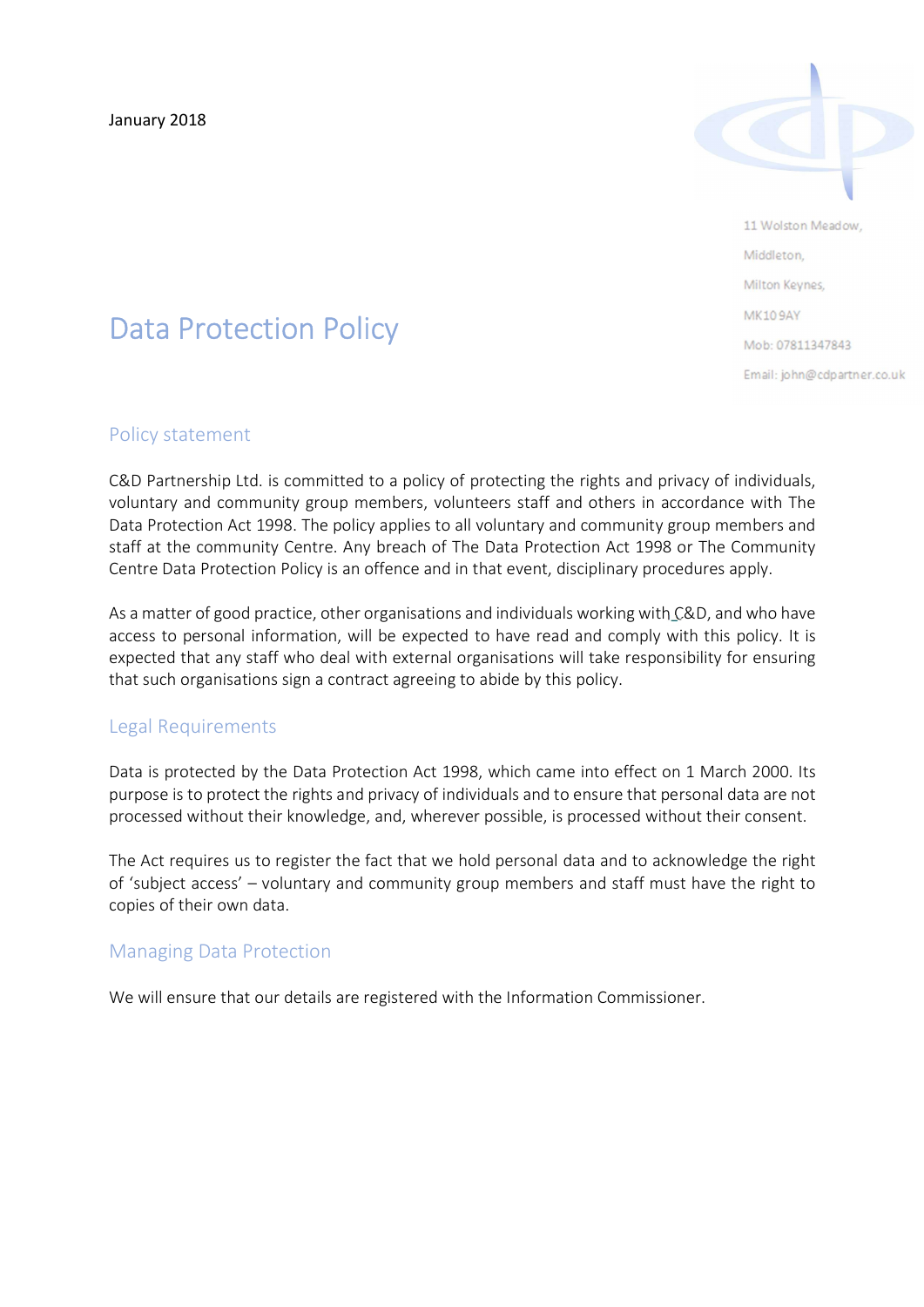January 2018

11 Wolston Meadow,
Middleton,
Milton Keynes,
MK10 9AY
Mob: 07811347843
Email: john@cdpartner.co.uk

# Data Protection Policy

## Policy statement

C&D Partnership Ltd. is committed to a policy of protecting the rights and privacy of individuals, voluntary and community group members, volunteers staff and others in accordance with The Data Protection Act 1998. The policy applies to all voluntary and community group members and staff at the community Centre. Any breach of The Data Protection Act 1998 or The Community Centre Data Protection Policy is an offence and in that event, disciplinary procedures apply.

As a matter of good practice, other organisations and individuals working with C&D, and who have access to personal information, will be expected to have read and comply with this policy. It is expected that any staff who deal with external organisations will take responsibility for ensuring that such organisations sign a contract agreeing to abide by this policy.

## Legal Requirements

Data is protected by the Data Protection Act 1998, which came into effect on 1 March 2000. Its purpose is to protect the rights and privacy of individuals and to ensure that personal data are not processed without their knowledge, and, wherever possible, is processed without their consent.

The Act requires us to register the fact that we hold personal data and to acknowledge the right of 'subject access' – voluntary and community group members and staff must have the right to copies of their own data.

## Managing Data Protection

We will ensure that our details are registered with the Information Commissioner.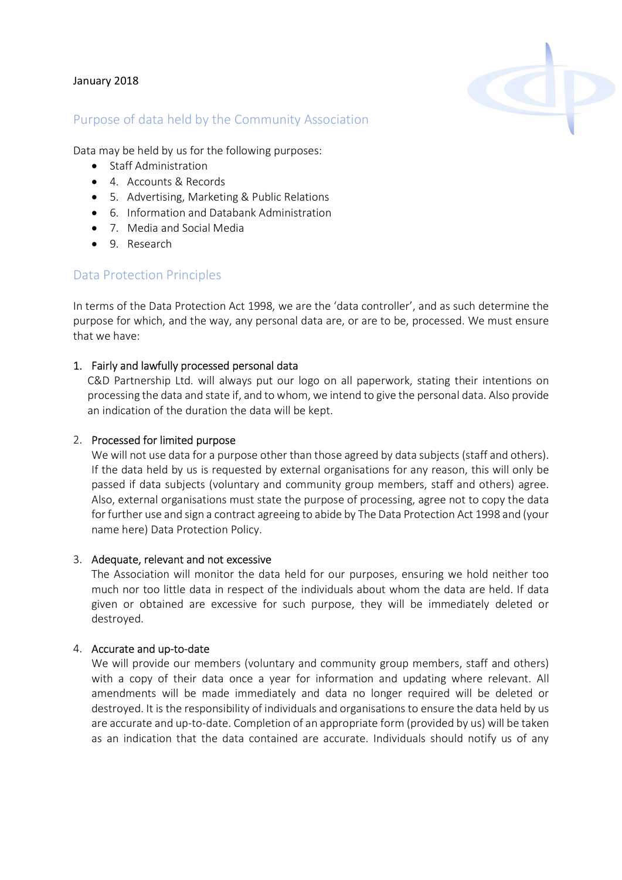January 2018

## Purpose of data held by the Community Association

Data may be held by us for the following purposes:

- Staff Administration
- 4. Accounts & Records
- 5. Advertising, Marketing & Public Relations
- 6. Information and Databank Administration
- 7. Media and Social Media
- 9. Research

## Data Protection Principles

In terms of the Data Protection Act 1998, we are the 'data controller', and as such determine the purpose for which, and the way, any personal data are, or are to be, processed. We must ensure that we have:

1. Fairly and lawfully processed personal data
   C&D Partnership Ltd. will always put our logo on all paperwork, stating their intentions on processing the data and state if, and to whom, we intend to give the personal data. Also provide an indication of the duration the data will be kept.

2. Processed for limited purpose
   We will not use data for a purpose other than those agreed by data subjects (staff and others). If the data held by us is requested by external organisations for any reason, this will only be passed if data subjects (voluntary and community group members, staff and others) agree. Also, external organisations must state the purpose of processing, agree not to copy the data for further use and sign a contract agreeing to abide by The Data Protection Act 1998 and (your name here) Data Protection Policy.

3. Adequate, relevant and not excessive
   The Association will monitor the data held for our purposes, ensuring we hold neither too much nor too little data in respect of the individuals about whom the data are held. If data given or obtained are excessive for such purpose, they will be immediately deleted or destroyed.

4. Accurate and up-to-date
   We will provide our members (voluntary and community group members, staff and others) with a copy of their data once a year for information and updating where relevant. All amendments will be made immediately and data no longer required will be deleted or destroyed. It is the responsibility of individuals and organisations to ensure the data held by us are accurate and up-to-date. Completion of an appropriate form (provided by us) will be taken as an indication that the data contained are accurate. Individuals should notify us of any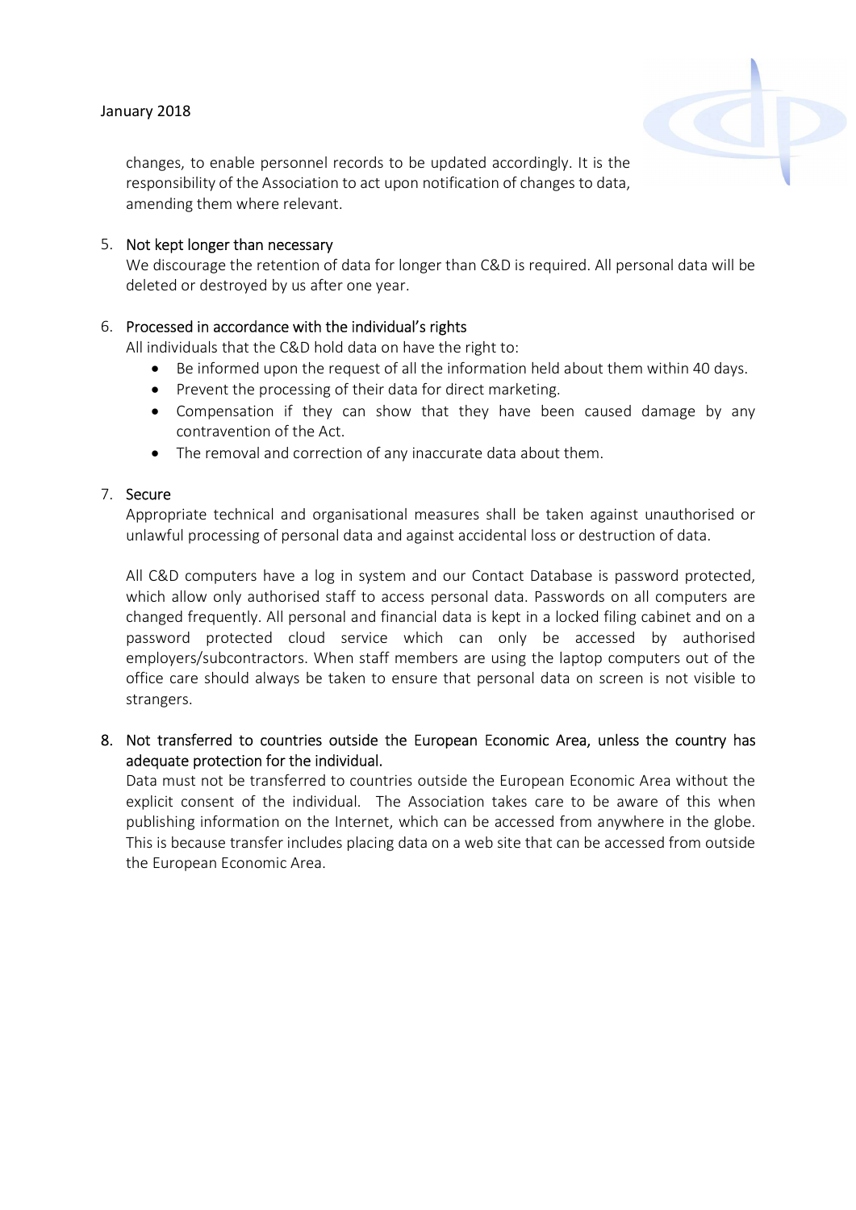changes, to enable personnel records to be updated accordingly. It is the responsibility of the Association to act upon notification of changes to data, amending them where relevant.

5. Not kept longer than necessary
   We discourage the retention of data for longer than C&D is required. All personal data will be deleted or destroyed by us after one year.

6. Processed in accordance with the individual's rights
   All individuals that the C&D hold data on have the right to:
   - Be informed upon the request of all the information held about them within 40 days.
   - Prevent the processing of their data for direct marketing.
   - Compensation if they can show that they have been caused damage by any contravention of the Act.
   - The removal and correction of any inaccurate data about them.

7. Secure
   Appropriate technical and organisational measures shall be taken against unauthorised or unlawful processing of personal data and against accidental loss or destruction of data.

   All C&D computers have a log in system and our Contact Database is password protected, which allow only authorised staff to access personal data. Passwords on all computers are changed frequently. All personal and financial data is kept in a locked filing cabinet and on a password protected cloud service which can only be accessed by authorised employers/subcontractors. When staff members are using the laptop computers out of the office care should always be taken to ensure that personal data on screen is not visible to strangers.

8. Not transferred to countries outside the European Economic Area, unless the country has adequate protection for the individual.
   Data must not be transferred to countries outside the European Economic Area without the explicit consent of the individual. The Association takes care to be aware of this when publishing information on the Internet, which can be accessed from anywhere in the globe. This is because transfer includes placing data on a web site that can be accessed from outside the European Economic Area.